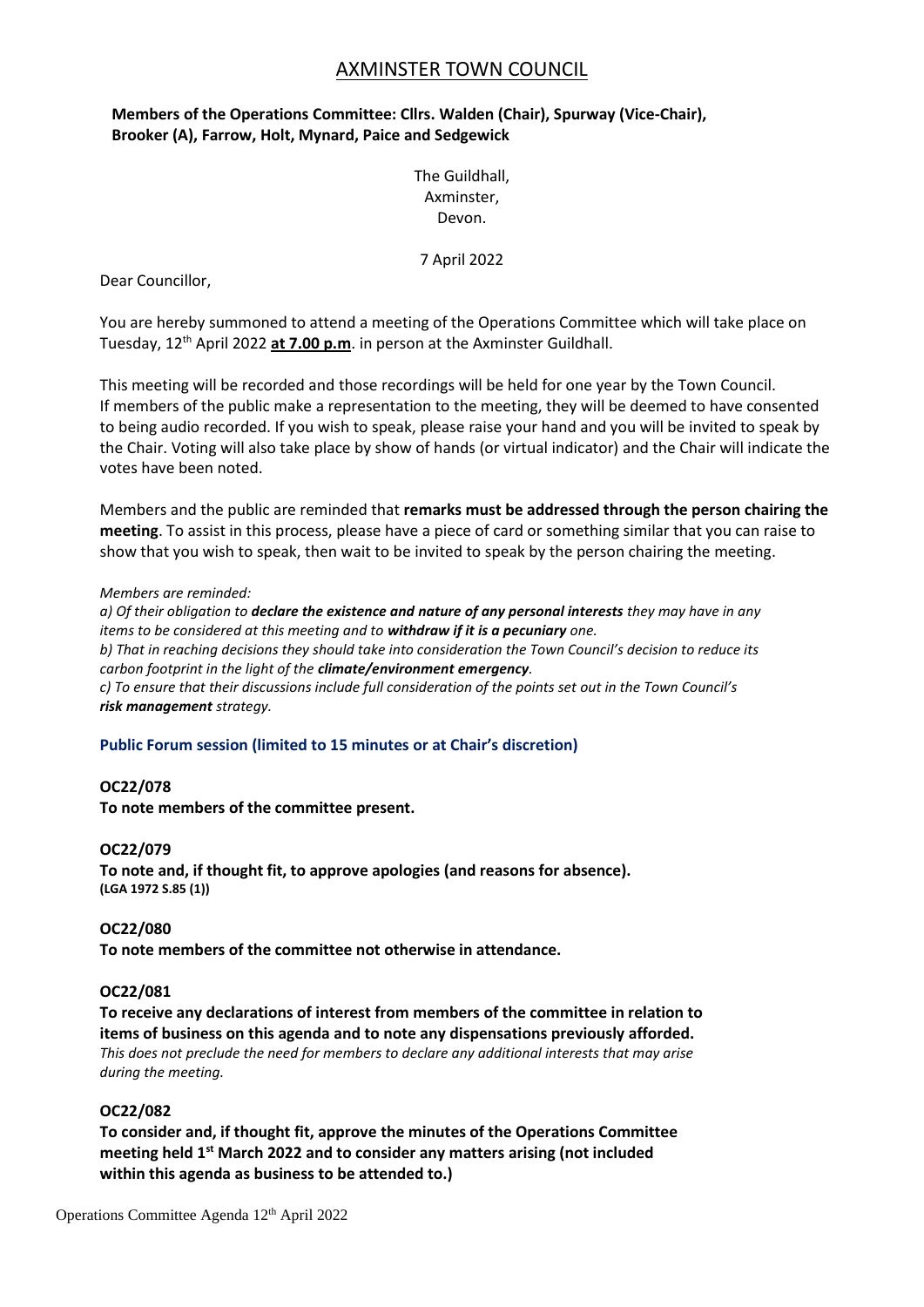# AXMINSTER TOWN COUNCIL

**Members of the Operations Committee: Cllrs. Walden (Chair), Spurway (Vice-Chair), Brooker (A), Farrow, Holt, Mynard, Paice and Sedgewick**

The Guildhall,
Axminster,
Devon.

7 April 2022

Dear Councillor,

You are hereby summoned to attend a meeting of the Operations Committee which will take place on Tuesday, 12th April 2022 **at 7.00 p.m**. in person at the Axminster Guildhall.

This meeting will be recorded and those recordings will be held for one year by the Town Council. If members of the public make a representation to the meeting, they will be deemed to have consented to being audio recorded. If you wish to speak, please raise your hand and you will be invited to speak by the Chair. Voting will also take place by show of hands (or virtual indicator) and the Chair will indicate the votes have been noted.

Members and the public are reminded that **remarks must be addressed through the person chairing the meeting**. To assist in this process, please have a piece of card or something similar that you can raise to show that you wish to speak, then wait to be invited to speak by the person chairing the meeting.

*Members are reminded:*

*a) Of their obligation to **declare the existence and nature of any personal interests** they may have in any items to be considered at this meeting and to **withdraw if it is a pecuniary** one.*
*b) That in reaching decisions they should take into consideration the Town Council's decision to reduce its carbon footprint in the light of the **climate/environment emergency**.*
*c) To ensure that their discussions include full consideration of the points set out in the Town Council's **risk management** strategy.*

**Public Forum session (limited to 15 minutes or at Chair's discretion)**

**OC22/078**
**To note members of the committee present.**

**OC22/079**
**To note and, if thought fit, to approve apologies (and reasons for absence).**
**(LGA 1972 S.85 (1))**

**OC22/080**
**To note members of the committee not otherwise in attendance.**

**OC22/081**
**To receive any declarations of interest from members of the committee in relation to items of business on this agenda and to note any dispensations previously afforded.**
*This does not preclude the need for members to declare any additional interests that may arise during the meeting.*

**OC22/082**
**To consider and, if thought fit, approve the minutes of the Operations Committee meeting held 1st March 2022 and to consider any matters arising (not included within this agenda as business to be attended to.)**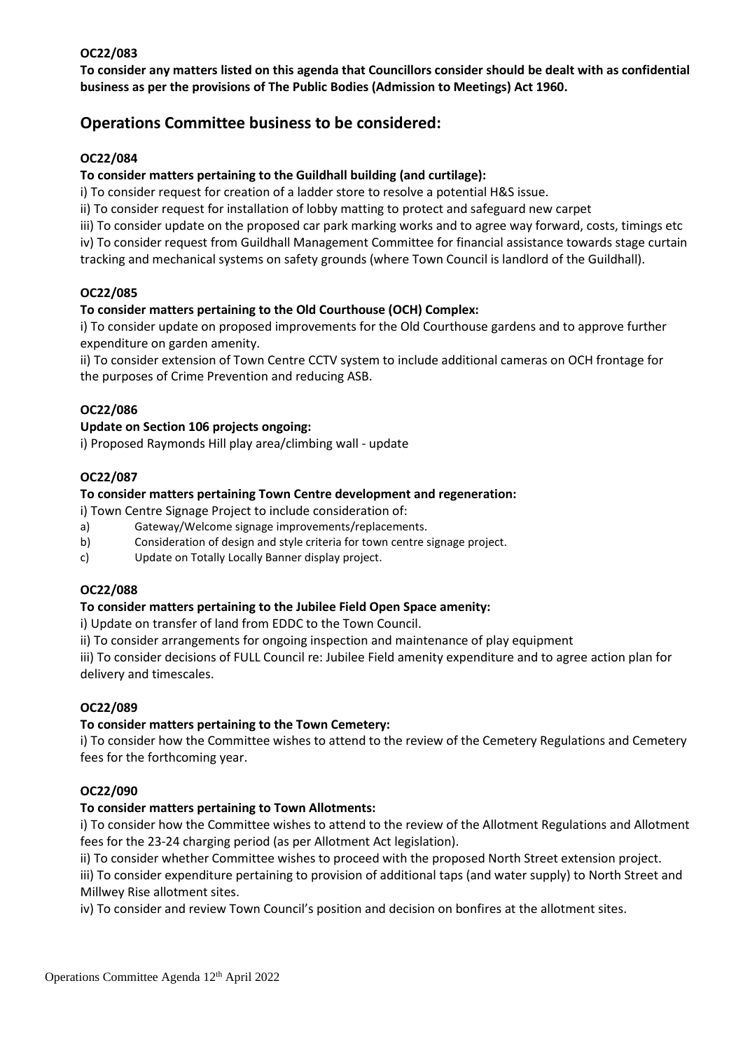**OC22/083**

**To consider any matters listed on this agenda that Councillors consider should be dealt with as confidential business as per the provisions of The Public Bodies (Admission to Meetings) Act 1960.**

## Operations Committee business to be considered:

**OC22/084**

**To consider matters pertaining to the Guildhall building (and curtilage):**

i) To consider request for creation of a ladder store to resolve a potential H&S issue.

ii) To consider request for installation of lobby matting to protect and safeguard new carpet

iii) To consider update on the proposed car park marking works and to agree way forward, costs, timings etc

iv) To consider request from Guildhall Management Committee for financial assistance towards stage curtain tracking and mechanical systems on safety grounds (where Town Council is landlord of the Guildhall).

**OC22/085**

**To consider matters pertaining to the Old Courthouse (OCH) Complex:**

i) To consider update on proposed improvements for the Old Courthouse gardens and to approve further expenditure on garden amenity.

ii) To consider extension of Town Centre CCTV system to include additional cameras on OCH frontage for the purposes of Crime Prevention and reducing ASB.

**OC22/086**

**Update on Section 106 projects ongoing:**

i) Proposed Raymonds Hill play area/climbing wall - update

**OC22/087**

**To consider matters pertaining Town Centre development and regeneration:**

i) Town Centre Signage Project to include consideration of:

a) Gateway/Welcome signage improvements/replacements.

b) Consideration of design and style criteria for town centre signage project.

c) Update on Totally Locally Banner display project.

**OC22/088**

**To consider matters pertaining to the Jubilee Field Open Space amenity:**

i) Update on transfer of land from EDDC to the Town Council.

ii) To consider arrangements for ongoing inspection and maintenance of play equipment

iii) To consider decisions of FULL Council re: Jubilee Field amenity expenditure and to agree action plan for delivery and timescales.

**OC22/089**

**To consider matters pertaining to the Town Cemetery:**

i) To consider how the Committee wishes to attend to the review of the Cemetery Regulations and Cemetery fees for the forthcoming year.

**OC22/090**

**To consider matters pertaining to Town Allotments:**

i) To consider how the Committee wishes to attend to the review of the Allotment Regulations and Allotment fees for the 23-24 charging period (as per Allotment Act legislation).

ii) To consider whether Committee wishes to proceed with the proposed North Street extension project.

iii) To consider expenditure pertaining to provision of additional taps (and water supply) to North Street and Millwey Rise allotment sites.

iv) To consider and review Town Council's position and decision on bonfires at the allotment sites.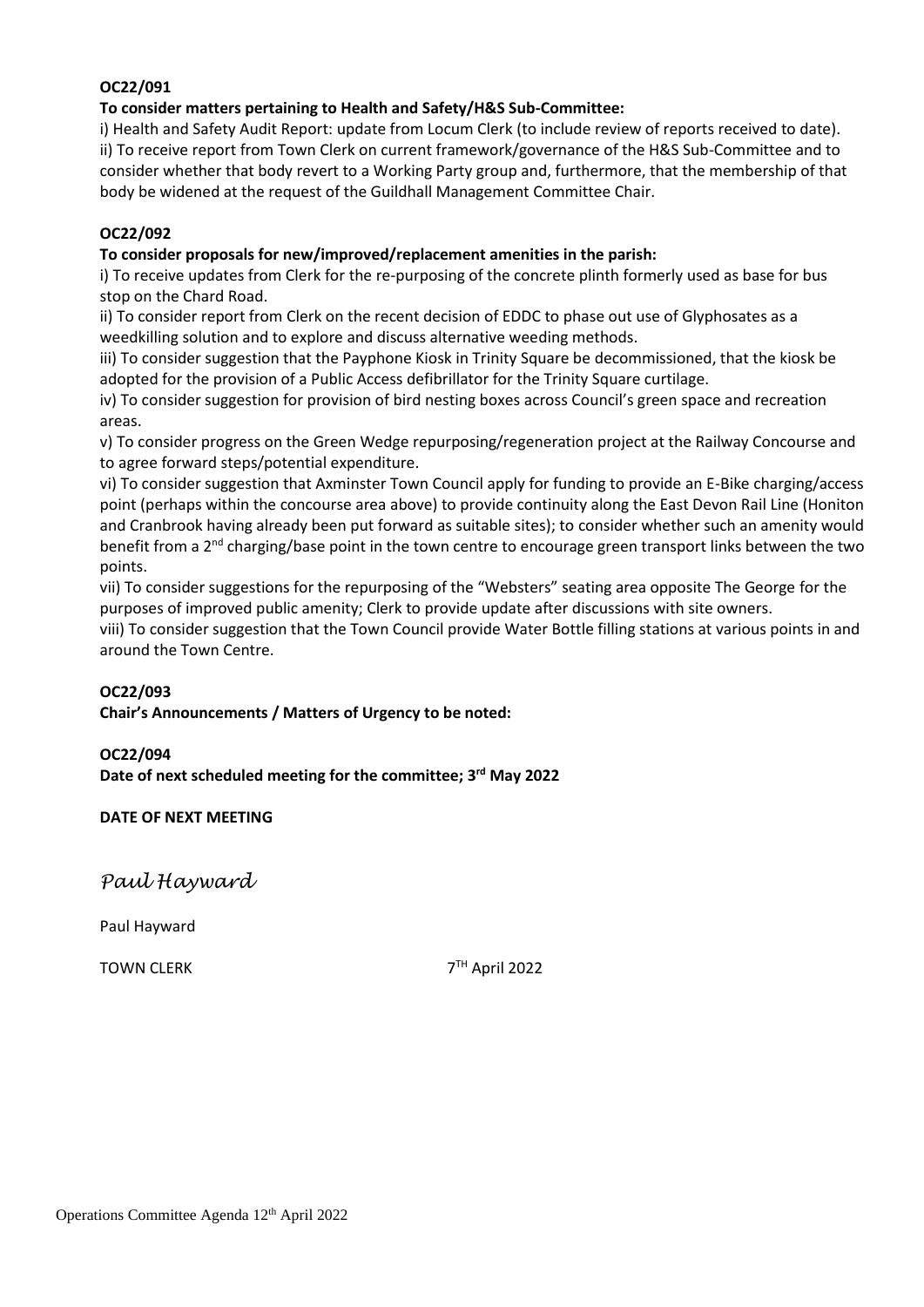**OC22/091**

**To consider matters pertaining to Health and Safety/H&S Sub-Committee:**

i) Health and Safety Audit Report: update from Locum Clerk (to include review of reports received to date).
ii) To receive report from Town Clerk on current framework/governance of the H&S Sub-Committee and to consider whether that body revert to a Working Party group and, furthermore, that the membership of that body be widened at the request of the Guildhall Management Committee Chair.

**OC22/092**

**To consider proposals for new/improved/replacement amenities in the parish:**

i) To receive updates from Clerk for the re-purposing of the concrete plinth formerly used as base for bus stop on the Chard Road.
ii) To consider report from Clerk on the recent decision of EDDC to phase out use of Glyphosates as a weedkilling solution and to explore and discuss alternative weeding methods.
iii) To consider suggestion that the Payphone Kiosk in Trinity Square be decommissioned, that the kiosk be adopted for the provision of a Public Access defibrillator for the Trinity Square curtilage.
iv) To consider suggestion for provision of bird nesting boxes across Council's green space and recreation areas.
v) To consider progress on the Green Wedge repurposing/regeneration project at the Railway Concourse and to agree forward steps/potential expenditure.
vi) To consider suggestion that Axminster Town Council apply for funding to provide an E-Bike charging/access point (perhaps within the concourse area above) to provide continuity along the East Devon Rail Line (Honiton and Cranbrook having already been put forward as suitable sites); to consider whether such an amenity would benefit from a 2nd charging/base point in the town centre to encourage green transport links between the two points.
vii) To consider suggestions for the repurposing of the "Websters" seating area opposite The George for the purposes of improved public amenity; Clerk to provide update after discussions with site owners.
viii) To consider suggestion that the Town Council provide Water Bottle filling stations at various points in and around the Town Centre.

**OC22/093**

**Chair's Announcements / Matters of Urgency to be noted:**

**OC22/094**

**Date of next scheduled meeting for the committee; 3rd May 2022**

**DATE OF NEXT MEETING**

*Paul Hayward*

Paul Hayward

TOWN CLERK 7TH April 2022